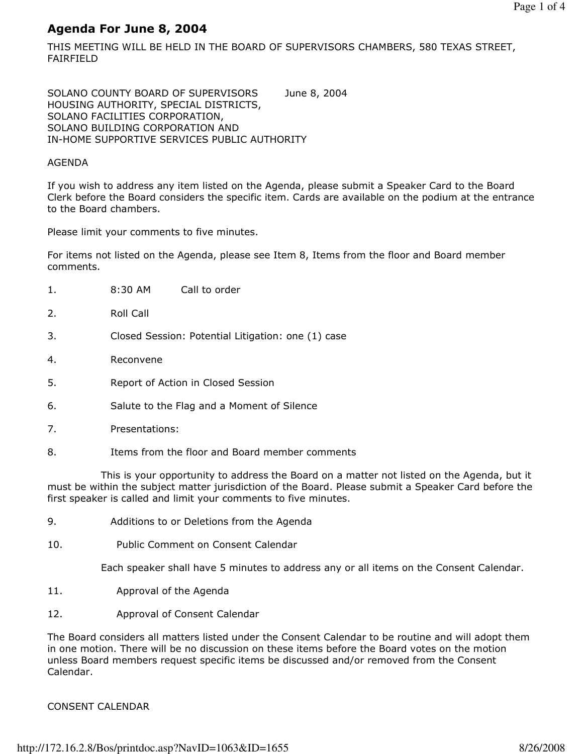# Agenda For June 8, 2004

THIS MEETING WILL BE HELD IN THE BOARD OF SUPERVISORS CHAMBERS, 580 TEXAS STREET, FAIRFIELD

SOLANO COUNTY BOARD OF SUPERVISORS June 8, 2004
HOUSING AUTHORITY, SPECIAL DISTRICTS,
SOLANO FACILITIES CORPORATION,
SOLANO BUILDING CORPORATION AND
IN-HOME SUPPORTIVE SERVICES PUBLIC AUTHORITY

AGENDA

If you wish to address any item listed on the Agenda, please submit a Speaker Card to the Board Clerk before the Board considers the specific item. Cards are available on the podium at the entrance to the Board chambers.

Please limit your comments to five minutes.

For items not listed on the Agenda, please see Item 8, Items from the floor and Board member comments.

1. 8:30 AM Call to order

2. Roll Call

3. Closed Session: Potential Litigation: one (1) case

4. Reconvene

5. Report of Action in Closed Session

6. Salute to the Flag and a Moment of Silence

7. Presentations:

8. Items from the floor and Board member comments

   This is your opportunity to address the Board on a matter not listed on the Agenda, but it must be within the subject matter jurisdiction of the Board. Please submit a Speaker Card before the first speaker is called and limit your comments to five minutes.

9. Additions to or Deletions from the Agenda

10. Public Comment on Consent Calendar

    Each speaker shall have 5 minutes to address any or all items on the Consent Calendar.

11. Approval of the Agenda

12. Approval of Consent Calendar

The Board considers all matters listed under the Consent Calendar to be routine and will adopt them in one motion. There will be no discussion on these items before the Board votes on the motion unless Board members request specific items be discussed and/or removed from the Consent Calendar.

CONSENT CALENDAR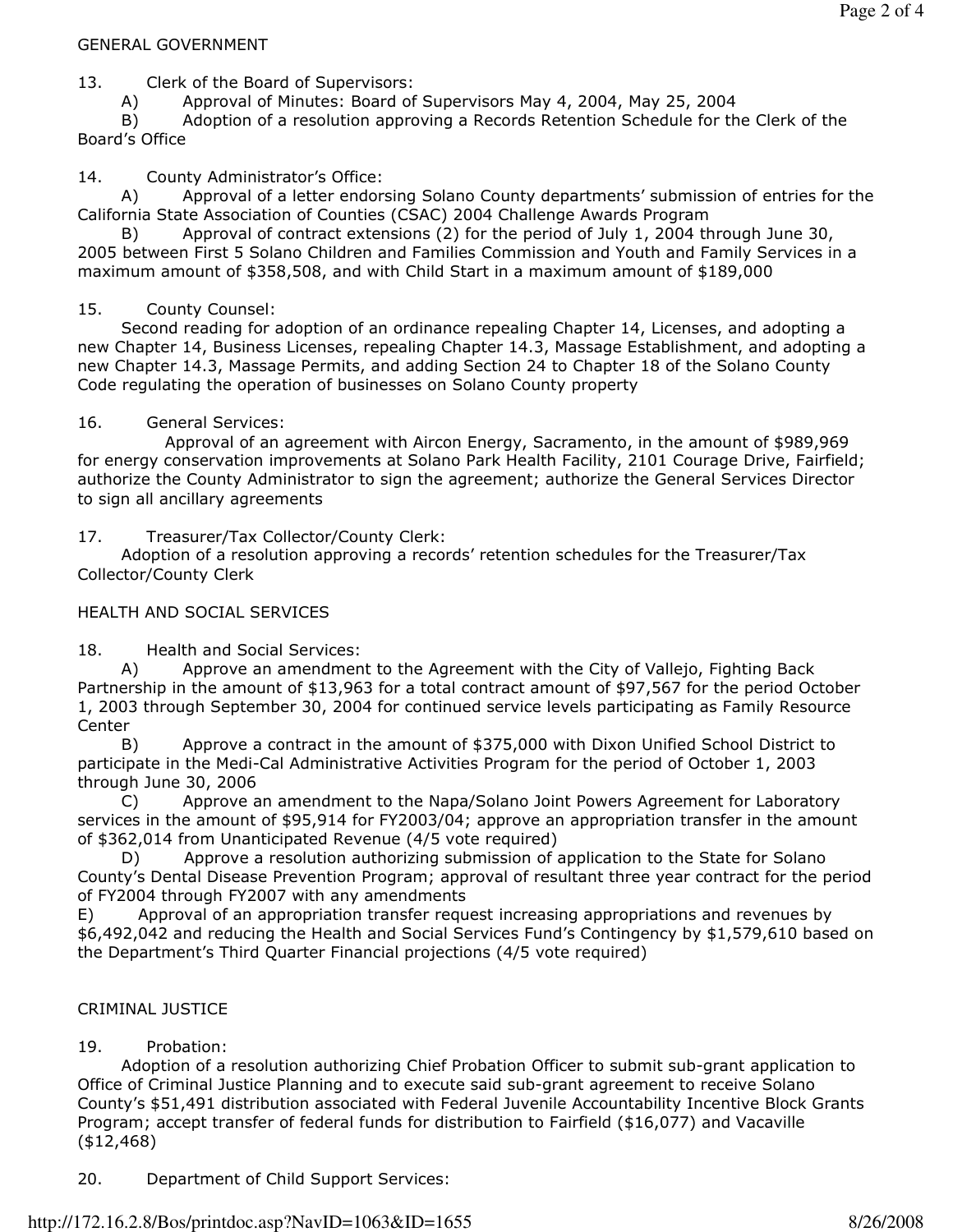GENERAL GOVERNMENT

13. Clerk of the Board of Supervisors:

A) Approval of Minutes: Board of Supervisors May 4, 2004, May 25, 2004

B) Adoption of a resolution approving a Records Retention Schedule for the Clerk of the Board's Office

14. County Administrator's Office:

A) Approval of a letter endorsing Solano County departments' submission of entries for the California State Association of Counties (CSAC) 2004 Challenge Awards Program

B) Approval of contract extensions (2) for the period of July 1, 2004 through June 30, 2005 between First 5 Solano Children and Families Commission and Youth and Family Services in a maximum amount of $358,508, and with Child Start in a maximum amount of $189,000

15. County Counsel:

Second reading for adoption of an ordinance repealing Chapter 14, Licenses, and adopting a new Chapter 14, Business Licenses, repealing Chapter 14.3, Massage Establishment, and adopting a new Chapter 14.3, Massage Permits, and adding Section 24 to Chapter 18 of the Solano County Code regulating the operation of businesses on Solano County property

16. General Services:

Approval of an agreement with Aircon Energy, Sacramento, in the amount of $989,969 for energy conservation improvements at Solano Park Health Facility, 2101 Courage Drive, Fairfield; authorize the County Administrator to sign the agreement; authorize the General Services Director to sign all ancillary agreements

17. Treasurer/Tax Collector/County Clerk:

Adoption of a resolution approving a records' retention schedules for the Treasurer/Tax Collector/County Clerk

HEALTH AND SOCIAL SERVICES

18. Health and Social Services:

A) Approve an amendment to the Agreement with the City of Vallejo, Fighting Back Partnership in the amount of $13,963 for a total contract amount of $97,567 for the period October 1, 2003 through September 30, 2004 for continued service levels participating as Family Resource Center

B) Approve a contract in the amount of $375,000 with Dixon Unified School District to participate in the Medi-Cal Administrative Activities Program for the period of October 1, 2003 through June 30, 2006

C) Approve an amendment to the Napa/Solano Joint Powers Agreement for Laboratory services in the amount of $95,914 for FY2003/04; approve an appropriation transfer in the amount of $362,014 from Unanticipated Revenue (4/5 vote required)

D) Approve a resolution authorizing submission of application to the State for Solano County's Dental Disease Prevention Program; approval of resultant three year contract for the period of FY2004 through FY2007 with any amendments

E) Approval of an appropriation transfer request increasing appropriations and revenues by $6,492,042 and reducing the Health and Social Services Fund's Contingency by $1,579,610 based on the Department's Third Quarter Financial projections (4/5 vote required)

CRIMINAL JUSTICE

19. Probation:

Adoption of a resolution authorizing Chief Probation Officer to submit sub-grant application to Office of Criminal Justice Planning and to execute said sub-grant agreement to receive Solano County's $51,491 distribution associated with Federal Juvenile Accountability Incentive Block Grants Program; accept transfer of federal funds for distribution to Fairfield ($16,077) and Vacaville ($12,468)

20. Department of Child Support Services: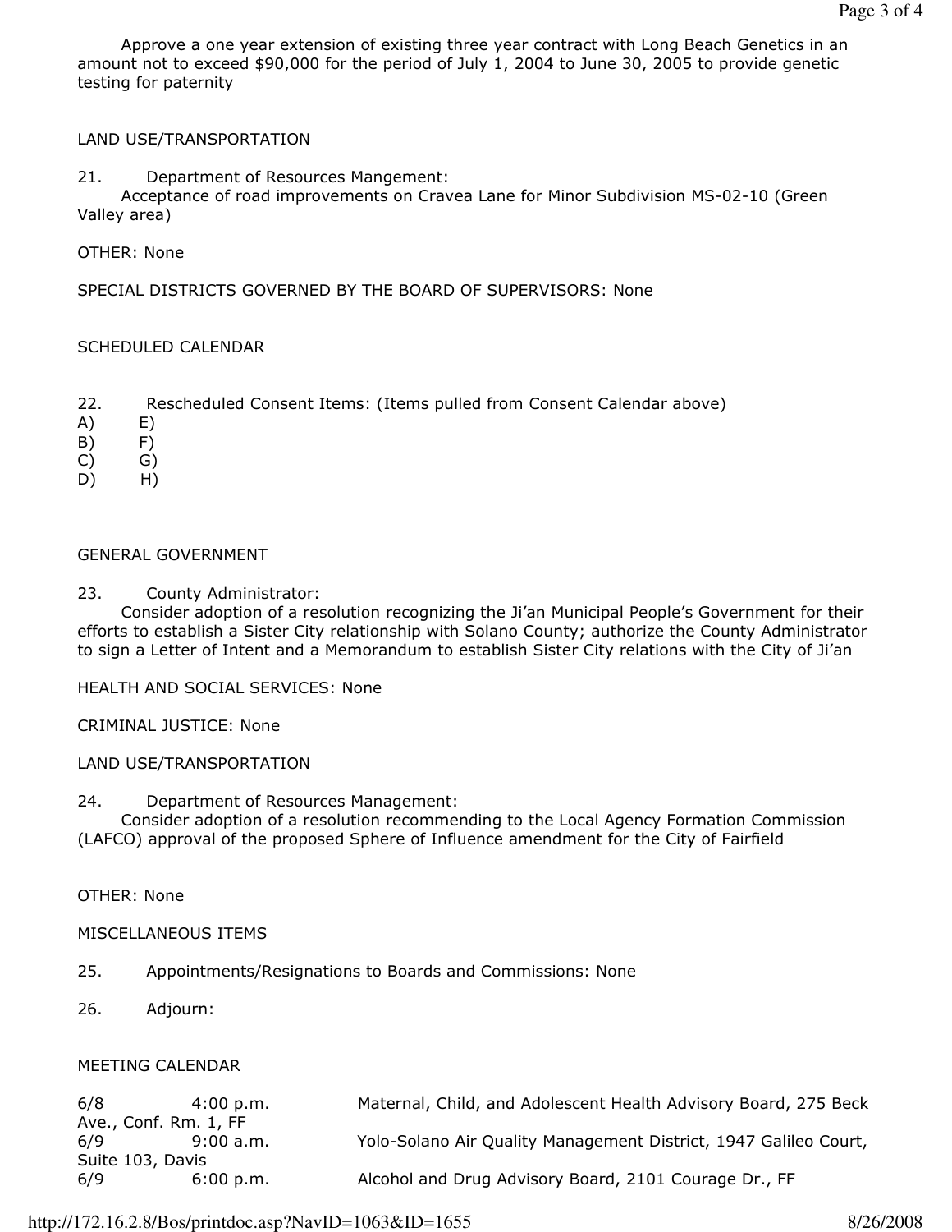Approve a one year extension of existing three year contract with Long Beach Genetics in an amount not to exceed $90,000 for the period of July 1, 2004 to June 30, 2005 to provide genetic testing for paternity

LAND USE/TRANSPORTATION

21. Department of Resources Mangement:
Acceptance of road improvements on Cravea Lane for Minor Subdivision MS-02-10 (Green Valley area)

OTHER: None

SPECIAL DISTRICTS GOVERNED BY THE BOARD OF SUPERVISORS: None

SCHEDULED CALENDAR

22. Rescheduled Consent Items: (Items pulled from Consent Calendar above)

A) E)
B) F)
C) G)
D) H)

GENERAL GOVERNMENT

23. County Administrator:
Consider adoption of a resolution recognizing the Ji'an Municipal People's Government for their efforts to establish a Sister City relationship with Solano County; authorize the County Administrator to sign a Letter of Intent and a Memorandum to establish Sister City relations with the City of Ji'an

HEALTH AND SOCIAL SERVICES: None

CRIMINAL JUSTICE: None

LAND USE/TRANSPORTATION

24. Department of Resources Management:
Consider adoption of a resolution recommending to the Local Agency Formation Commission (LAFCO) approval of the proposed Sphere of Influence amendment for the City of Fairfield

OTHER: None

MISCELLANEOUS ITEMS

25. Appointments/Resignations to Boards and Commissions: None

26. Adjourn:

MEETING CALENDAR

| | | |
|---|---|---|
| 6/8 | 4:00 p.m. | Maternal, Child, and Adolescent Health Advisory Board, 275 Beck Ave., Conf. Rm. 1, FF |
| 6/9 | 9:00 a.m. | Yolo-Solano Air Quality Management District, 1947 Galileo Court, Suite 103, Davis |
| 6/9 | 6:00 p.m. | Alcohol and Drug Advisory Board, 2101 Courage Dr., FF |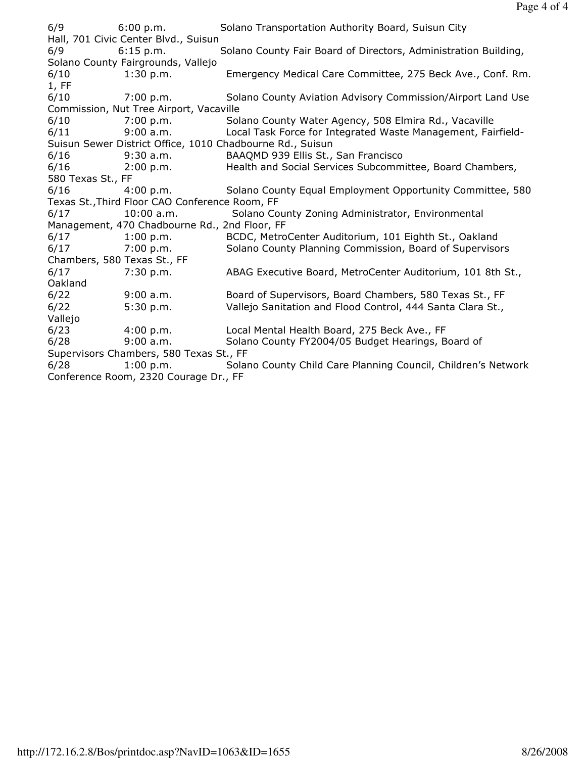6/9 6:00 p.m. Solano Transportation Authority Board, Suisun City Hall, 701 Civic Center Blvd., Suisun

6/9 6:15 p.m. Solano County Fair Board of Directors, Administration Building, Solano County Fairgrounds, Vallejo

6/10 1:30 p.m. Emergency Medical Care Committee, 275 Beck Ave., Conf. Rm. 1, FF

6/10 7:00 p.m. Solano County Aviation Advisory Commission/Airport Land Use Commission, Nut Tree Airport, Vacaville

6/10 7:00 p.m. Solano County Water Agency, 508 Elmira Rd., Vacaville

6/11 9:00 a.m. Local Task Force for Integrated Waste Management, Fairfield-Suisun Sewer District Office, 1010 Chadbourne Rd., Suisun

6/16 9:30 a.m. BAAQMD 939 Ellis St., San Francisco

6/16 2:00 p.m. Health and Social Services Subcommittee, Board Chambers, 580 Texas St., FF

6/16 4:00 p.m. Solano County Equal Employment Opportunity Committee, 580 Texas St.,Third Floor CAO Conference Room, FF

6/17 10:00 a.m. Solano County Zoning Administrator, Environmental Management, 470 Chadbourne Rd., 2nd Floor, FF

6/17 1:00 p.m. BCDC, MetroCenter Auditorium, 101 Eighth St., Oakland

6/17 7:00 p.m. Solano County Planning Commission, Board of Supervisors Chambers, 580 Texas St., FF

6/17 7:30 p.m. ABAG Executive Board, MetroCenter Auditorium, 101 8th St., Oakland

6/22 9:00 a.m. Board of Supervisors, Board Chambers, 580 Texas St., FF

6/22 5:30 p.m. Vallejo Sanitation and Flood Control, 444 Santa Clara St., Vallejo

6/23 4:00 p.m. Local Mental Health Board, 275 Beck Ave., FF

6/28 9:00 a.m. Solano County FY2004/05 Budget Hearings, Board of Supervisors Chambers, 580 Texas St., FF

6/28 1:00 p.m. Solano County Child Care Planning Council, Children's Network Conference Room, 2320 Courage Dr., FF